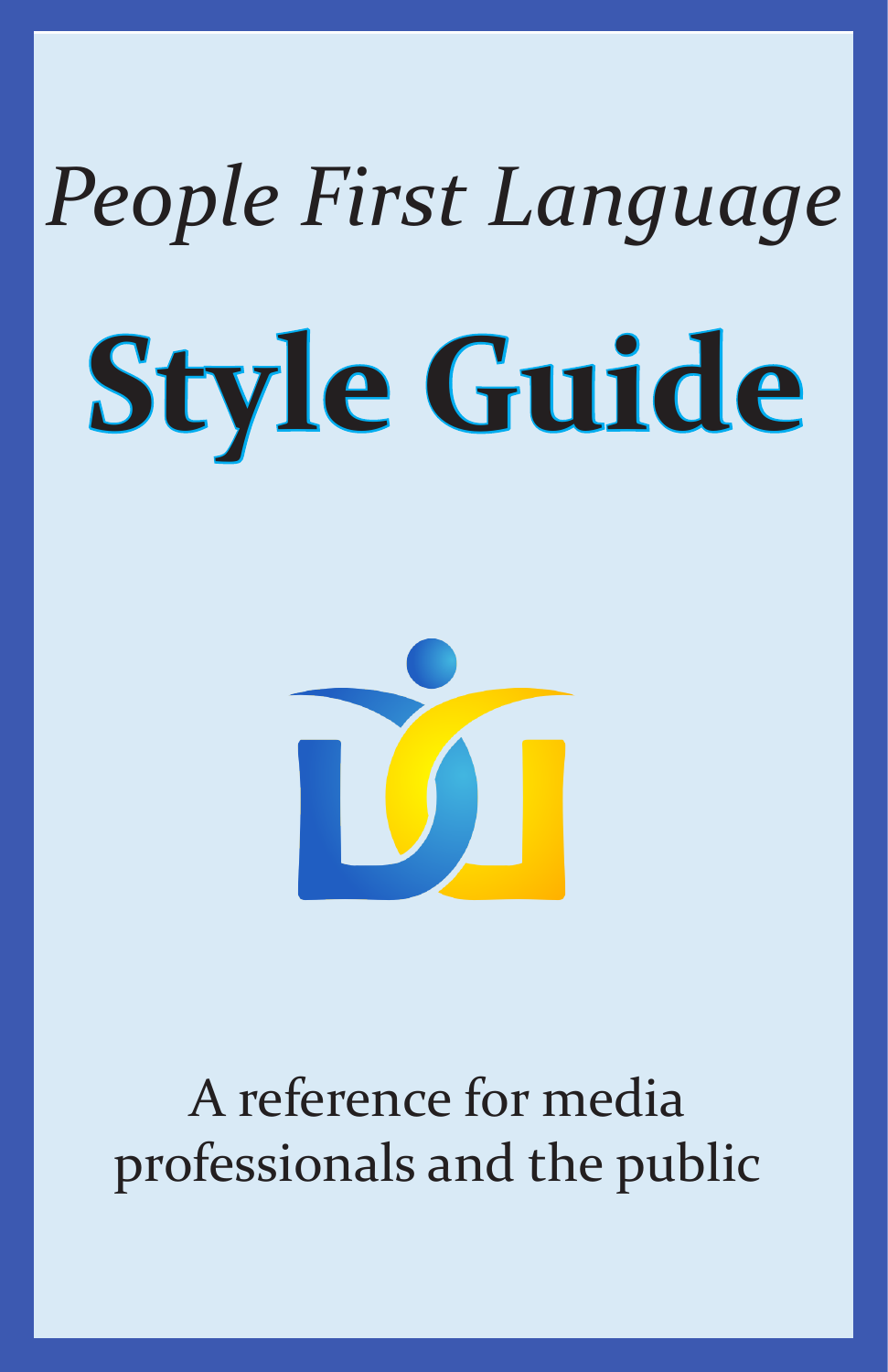*People First Language*

# Style Guide

A reference for media professionals and the public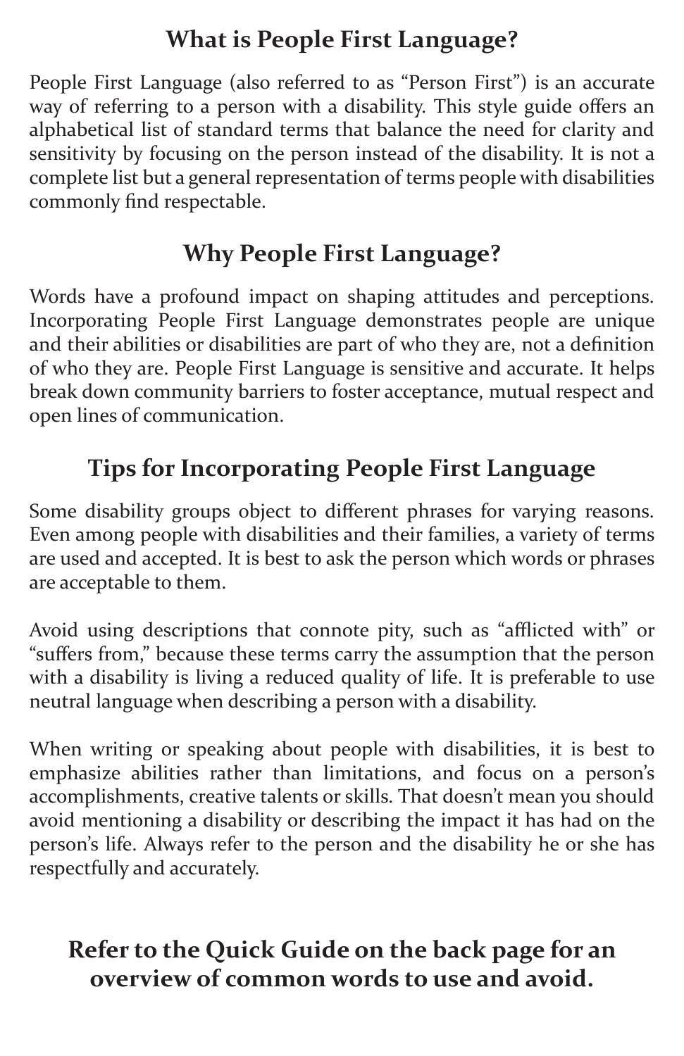## What is People First Language?

People First Language (also referred to as "Person First") is an accurate way of referring to a person with a disability. This style guide offers an alphabetical list of standard terms that balance the need for clarity and sensitivity by focusing on the person instead of the disability. It is not a complete list but a general representation of terms people with disabilities commonly find respectable.

## Why People First Language?

Words have a profound impact on shaping attitudes and perceptions. Incorporating People First Language demonstrates people are unique and their abilities or disabilities are part of who they are, not a definition of who they are. People First Language is sensitive and accurate. It helps break down community barriers to foster acceptance, mutual respect and open lines of communication.

## Tips for Incorporating People First Language

Some disability groups object to different phrases for varying reasons. Even among people with disabilities and their families, a variety of terms are used and accepted. It is best to ask the person which words or phrases are acceptable to them.

Avoid using descriptions that connote pity, such as "afflicted with" or "suffers from," because these terms carry the assumption that the person with a disability is living a reduced quality of life. It is preferable to use neutral language when describing a person with a disability.

When writing or speaking about people with disabilities, it is best to emphasize abilities rather than limitations, and focus on a person's accomplishments, creative talents or skills. That doesn't mean you should avoid mentioning a disability or describing the impact it has had on the person's life. Always refer to the person and the disability he or she has respectfully and accurately.

**Refer to the Quick Guide on the back page for an overview of common words to use and avoid.**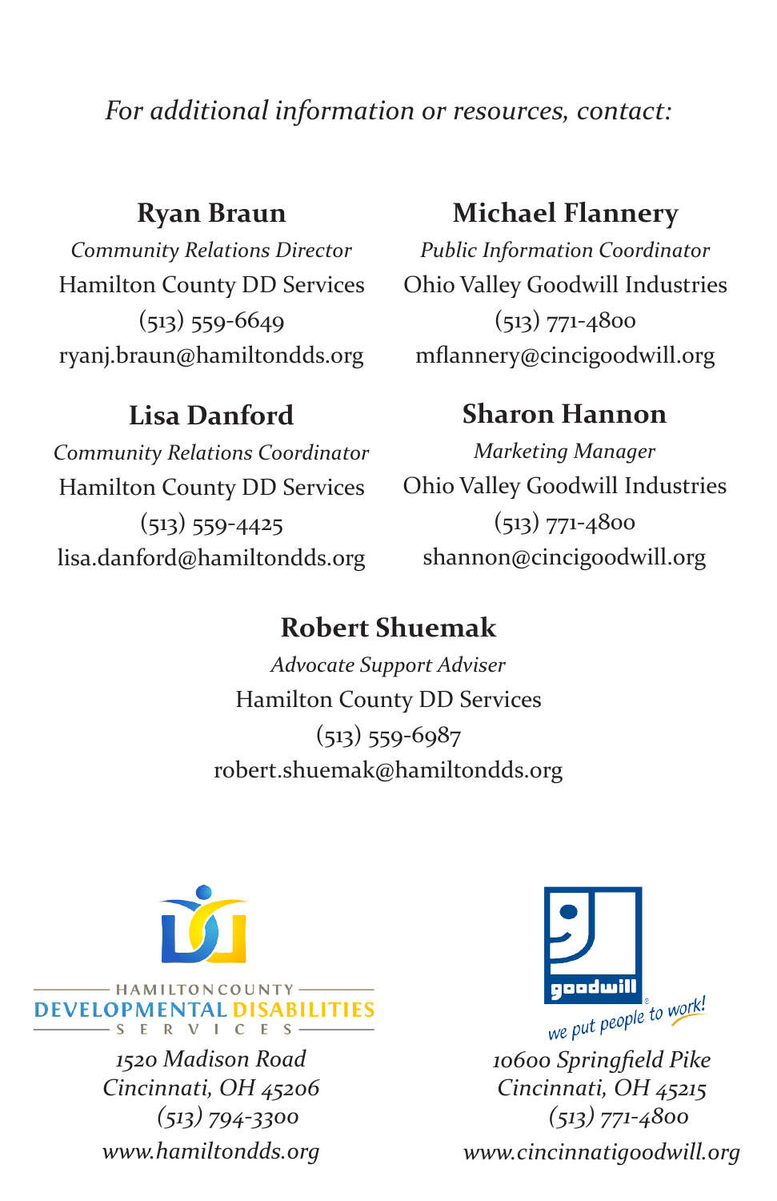*For additional information or resources, contact:*

**Ryan Braun**
*Community Relations Director*
Hamilton County DD Services
(513) 559-6649
ryanj.braun@hamiltondds.org

**Lisa Danford**
*Community Relations Coordinator*
Hamilton County DD Services
(513) 559-4425
lisa.danford@hamiltondds.org

**Michael Flannery**
*Public Information Coordinator*
Ohio Valley Goodwill Industries
(513) 771-4800
mflannery@cincigoodwill.org

**Sharon Hannon**
*Marketing Manager*
Ohio Valley Goodwill Industries
(513) 771-4800
shannon@cincigoodwill.org

**Robert Shuemak**
*Advocate Support Adviser*
Hamilton County DD Services
(513) 559-6987
robert.shuemak@hamiltondds.org

HAMILTON COUNTY
DEVELOPMENTAL DISABILITIES
SERVICES

*1520 Madison Road*
*Cincinnati, OH 45206*
*(513) 794-3300*
*www.hamiltondds.org*

goodwill
we put people to work!

*10600 Springfield Pike*
*Cincinnati, OH 45215*
*(513) 771-4800*
*www.cincinnatigoodwill.org*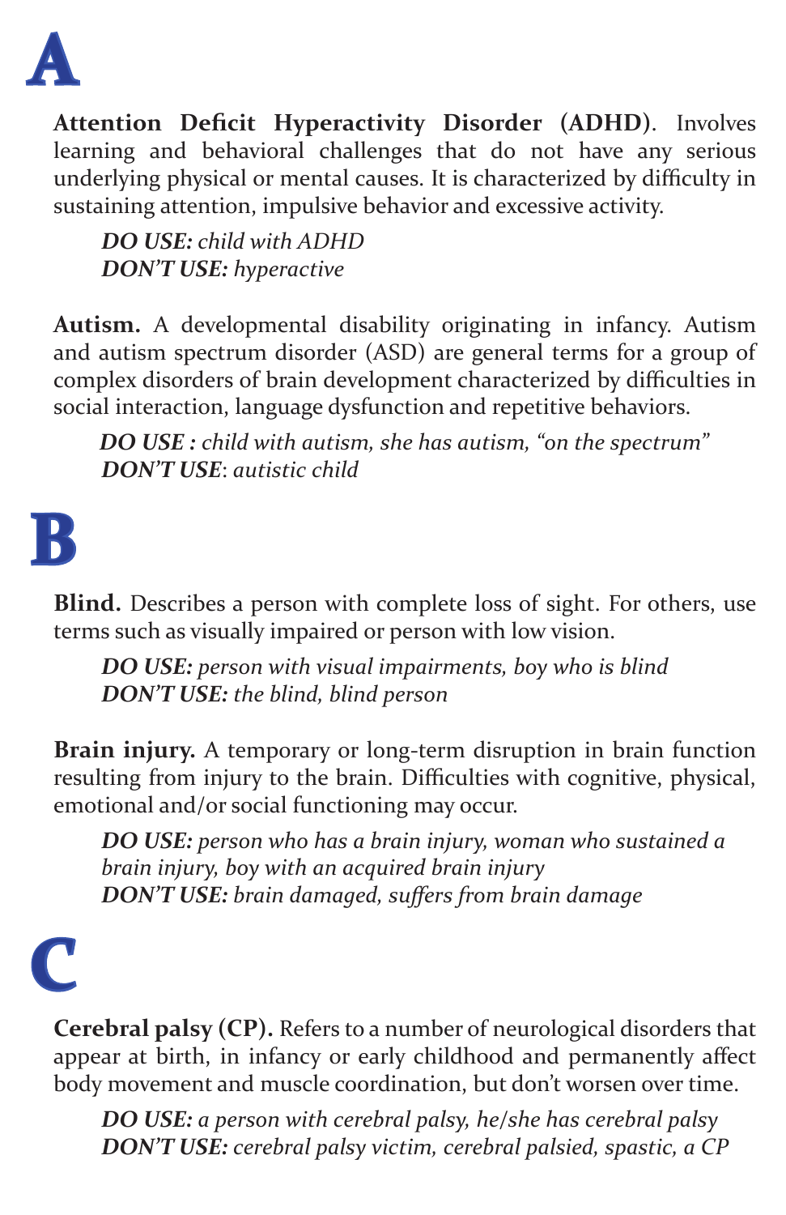# A

**Attention Deficit Hyperactivity Disorder (ADHD)**. Involves learning and behavioral challenges that do not have any serious underlying physical or mental causes. It is characterized by difficulty in sustaining attention, impulsive behavior and excessive activity.

> ***DO USE:*** *child with ADHD*
> ***DON'T USE:*** *hyperactive*

**Autism.** A developmental disability originating in infancy. Autism and autism spectrum disorder (ASD) are general terms for a group of complex disorders of brain development characterized by difficulties in social interaction, language dysfunction and repetitive behaviors.

> ***DO USE :*** *child with autism, she has autism, "on the spectrum"*
> ***DON'T USE***: *autistic child*

# B

**Blind.** Describes a person with complete loss of sight. For others, use terms such as visually impaired or person with low vision.

> ***DO USE:*** *person with visual impairments, boy who is blind*
> ***DON'T USE:*** *the blind, blind person*

**Brain injury.** A temporary or long-term disruption in brain function resulting from injury to the brain. Difficulties with cognitive, physical, emotional and/or social functioning may occur.

> ***DO USE:*** *person who has a brain injury, woman who sustained a brain injury, boy with an acquired brain injury*
> ***DON'T USE:*** *brain damaged, suffers from brain damage*

# C

**Cerebral palsy (CP).** Refers to a number of neurological disorders that appear at birth, in infancy or early childhood and permanently affect body movement and muscle coordination, but don't worsen over time.

> ***DO USE:*** *a person with cerebral palsy, he/she has cerebral palsy*
> ***DON'T USE:*** *cerebral palsy victim, cerebral palsied, spastic, a CP*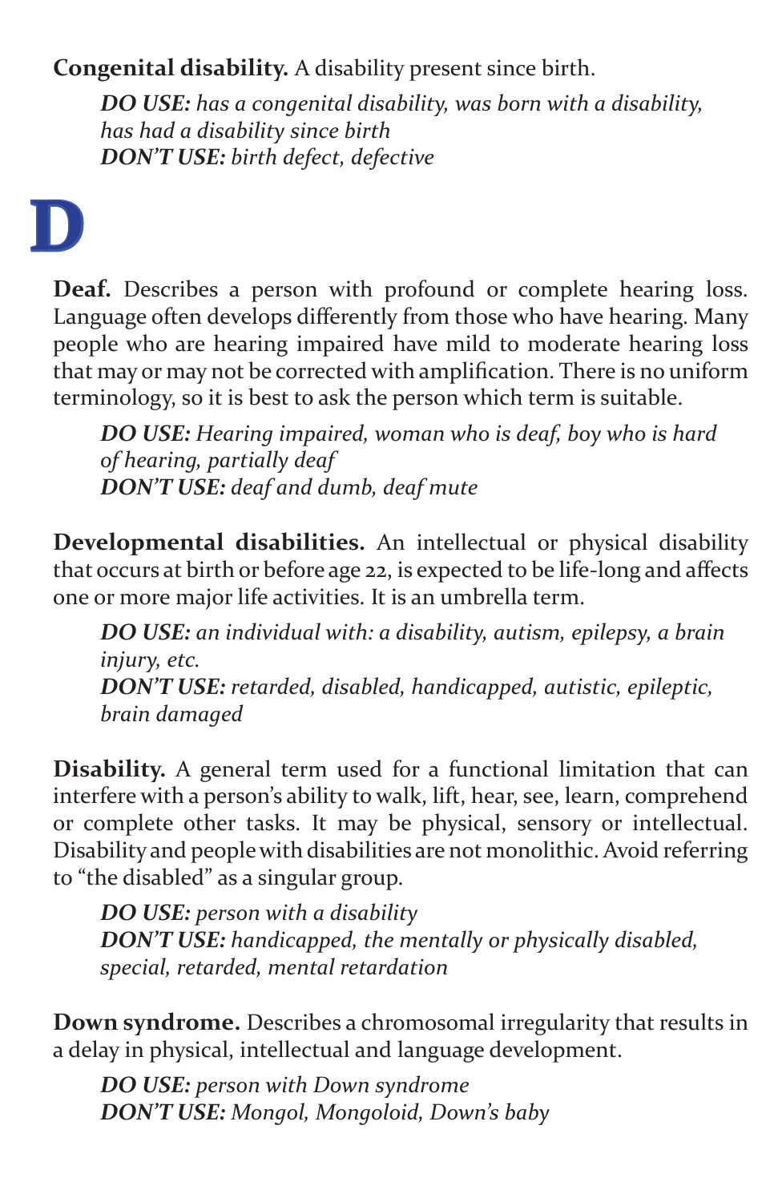**Congenital disability.** A disability present since birth.

> ***DO USE:*** *has a congenital disability, was born with a disability, has had a disability since birth*
> ***DON'T USE:*** *birth defect, defective*

# D

**Deaf.** Describes a person with profound or complete hearing loss. Language often develops differently from those who have hearing. Many people who are hearing impaired have mild to moderate hearing loss that may or may not be corrected with amplification. There is no uniform terminology, so it is best to ask the person which term is suitable.

> ***DO USE:*** *Hearing impaired, woman who is deaf, boy who is hard of hearing, partially deaf*
> ***DON'T USE:*** *deaf and dumb, deaf mute*

**Developmental disabilities.** An intellectual or physical disability that occurs at birth or before age 22, is expected to be life-long and affects one or more major life activities. It is an umbrella term.

> ***DO USE:*** *an individual with: a disability, autism, epilepsy, a brain injury, etc.*
> ***DON'T USE:*** *retarded, disabled, handicapped, autistic, epileptic, brain damaged*

**Disability.** A general term used for a functional limitation that can interfere with a person's ability to walk, lift, hear, see, learn, comprehend or complete other tasks. It may be physical, sensory or intellectual. Disability and people with disabilities are not monolithic. Avoid referring to "the disabled" as a singular group.

> ***DO USE:*** *person with a disability*
> ***DON'T USE:*** *handicapped, the mentally or physically disabled, special, retarded, mental retardation*

**Down syndrome.** Describes a chromosomal irregularity that results in a delay in physical, intellectual and language development.

> ***DO USE:*** *person with Down syndrome*
> ***DON'T USE:*** *Mongol, Mongoloid, Down's baby*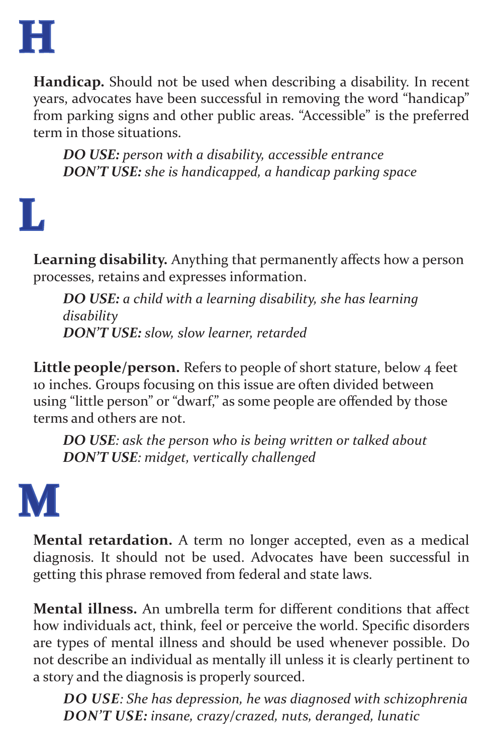# H

**Handicap.** Should not be used when describing a disability. In recent years, advocates have been successful in removing the word "handicap" from parking signs and other public areas. "Accessible" is the preferred term in those situations.

> ***DO USE:*** *person with a disability, accessible entrance*
> ***DON'T USE:*** *she is handicapped, a handicap parking space*

# L

**Learning disability.** Anything that permanently affects how a person processes, retains and expresses information.

> ***DO USE:*** *a child with a learning disability, she has learning disability*
> ***DON'T USE:*** *slow, slow learner, retarded*

**Little people/person.** Refers to people of short stature, below 4 feet 10 inches. Groups focusing on this issue are often divided between using "little person" or "dwarf," as some people are offended by those terms and others are not.

> ***DO USE****: ask the person who is being written or talked about*
> ***DON'T USE****: midget, vertically challenged*

# M

**Mental retardation.** A term no longer accepted, even as a medical diagnosis. It should not be used. Advocates have been successful in getting this phrase removed from federal and state laws.

**Mental illness.** An umbrella term for different conditions that affect how individuals act, think, feel or perceive the world. Specific disorders are types of mental illness and should be used whenever possible. Do not describe an individual as mentally ill unless it is clearly pertinent to a story and the diagnosis is properly sourced.

> ***DO USE****: She has depression, he was diagnosed with schizophrenia*
> ***DON'T USE:*** *insane, crazy/crazed, nuts, deranged, lunatic*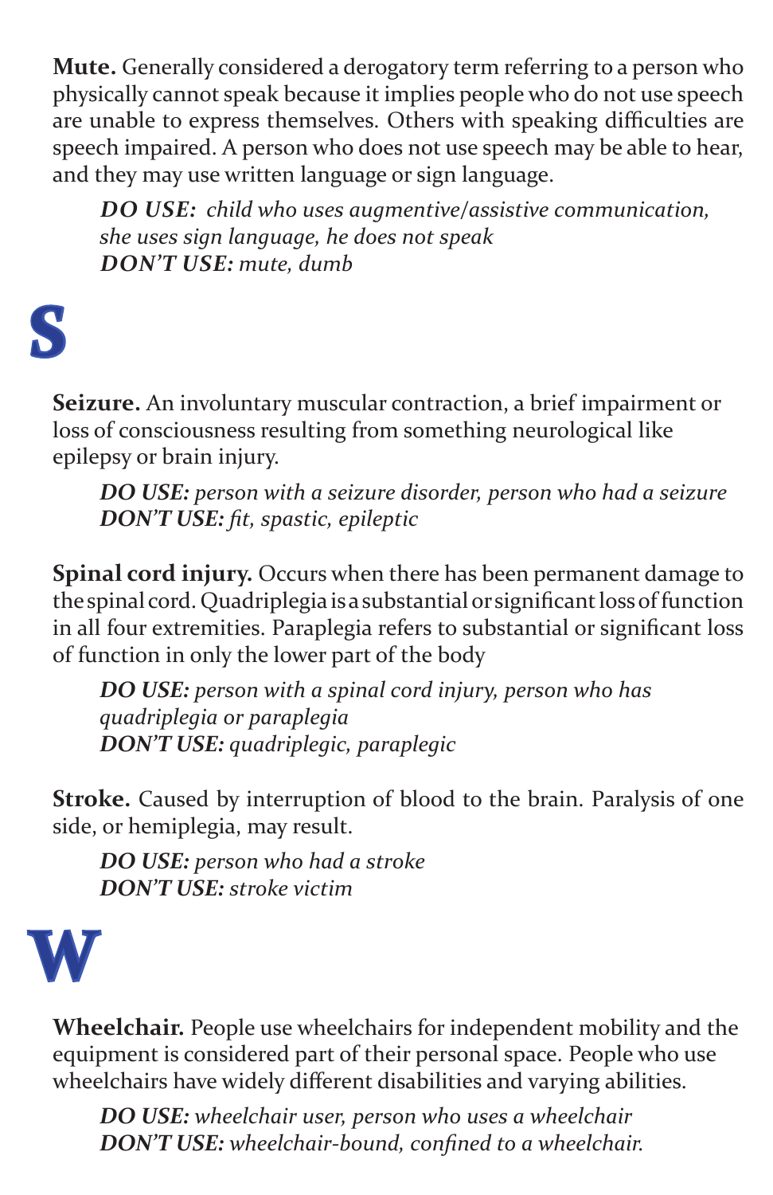**Mute.** Generally considered a derogatory term referring to a person who physically cannot speak because it implies people who do not use speech are unable to express themselves. Others with speaking difficulties are speech impaired. A person who does not use speech may be able to hear, and they may use written language or sign language.

> ***DO USE:*** *child who uses augmentive/assistive communication, she uses sign language, he does not speak*
> ***DON'T USE:*** *mute, dumb*

# S

**Seizure.** An involuntary muscular contraction, a brief impairment or loss of consciousness resulting from something neurological like epilepsy or brain injury.

> ***DO USE:*** *person with a seizure disorder, person who had a seizure*
> ***DON'T USE:*** *fit, spastic, epileptic*

**Spinal cord injury.** Occurs when there has been permanent damage to the spinal cord. Quadriplegia is a substantial or significant loss of function in all four extremities. Paraplegia refers to substantial or significant loss of function in only the lower part of the body

> ***DO USE:*** *person with a spinal cord injury, person who has quadriplegia or paraplegia*
> ***DON'T USE:*** *quadriplegic, paraplegic*

**Stroke.** Caused by interruption of blood to the brain. Paralysis of one side, or hemiplegia, may result.

> ***DO USE:*** *person who had a stroke*
> ***DON'T USE:*** *stroke victim*

# W

**Wheelchair.** People use wheelchairs for independent mobility and the equipment is considered part of their personal space. People who use wheelchairs have widely different disabilities and varying abilities.

> ***DO USE:*** *wheelchair user, person who uses a wheelchair*
> ***DON'T USE:*** *wheelchair-bound, confined to a wheelchair.*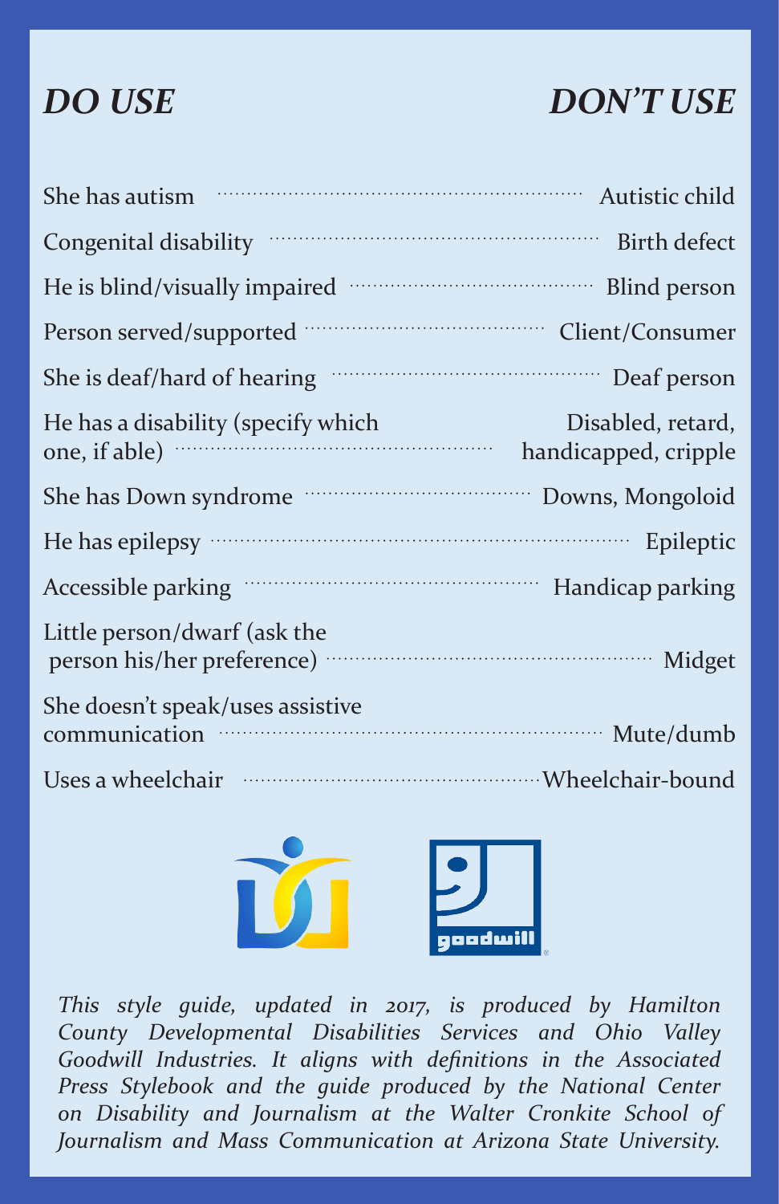| DO USE | DON'T USE |
| --- | --- |
| She has autism | Autistic child |
| Congenital disability | Birth defect |
| He is blind/visually impaired | Blind person |
| Person served/supported | Client/Consumer |
| She is deaf/hard of hearing | Deaf person |
| He has a disability (specify which one, if able) | Disabled, retard, handicapped, cripple |
| She has Down syndrome | Downs, Mongoloid |
| He has epilepsy | Epileptic |
| Accessible parking | Handicap parking |
| Little person/dwarf (ask the person his/her preference) | Midget |
| She doesn't speak/uses assistive communication | Mute/dumb |
| Uses a wheelchair | Wheelchair-bound |

goodwill

*This style guide, updated in 2017, is produced by Hamilton County Developmental Disabilities Services and Ohio Valley Goodwill Industries. It aligns with definitions in the Associated Press Stylebook and the guide produced by the National Center on Disability and Journalism at the Walter Cronkite School of Journalism and Mass Communication at Arizona State University.*